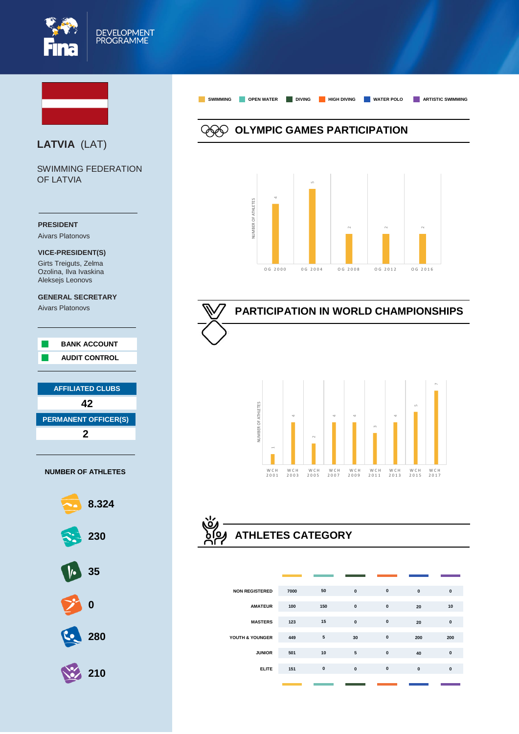FINA DEVELOPMENT PROGRAMME

# LATVIA (LAT)

SWIMMING FEDERATION OF LATVIA

**PRESIDENT**
Aivars Platonovs

**VICE-PRESIDENT(S)**
Girts Treiguts, Zelma Ozolina, Ilva Ivaskina
Aleksejs Leonovs

**GENERAL SECRETARY**
Aivars Platonovs

- BANK ACCOUNT
- AUDIT CONTROL

| AFFILIATED CLUBS |
| --- |
| 42 |

| PERMANENT OFFICER(S) |
| --- |
| 2 |

**NUMBER OF ATHLETES**

- Swimming: 8.324
- Open Water: 230
- Diving: 35
- High Diving: 0
- Water Polo: 280
- Artistic Swimming: 210

SWIMMING | OPEN WATER | DIVING | HIGH DIVING | WATER POLO | ARTISTIC SWIMMING

## OLYMPIC GAMES PARTICIPATION

NUMBER OF ATHLETES

| OG 2000 | OG 2004 | OG 2008 | OG 2012 | OG 2016 |
| --- | --- | --- | --- | --- |
| 4 | 5 | 2 | 2 | 2 |

## PARTICIPATION IN WORLD CHAMPIONSHIPS

NUMBER OF ATHLETES

| WCH 2001 | WCH 2003 | WCH 2005 | WCH 2007 | WCH 2009 | WCH 2011 | WCH 2013 | WCH 2015 | WCH 2017 |
| --- | --- | --- | --- | --- | --- | --- | --- | --- |
| 1 | 4 | 2 | 4 | 4 | 3 | 4 | 5 | 7 |

## ATHLETES CATEGORY

| | SWIMMING | OPEN WATER | DIVING | HIGH DIVING | WATER POLO | ARTISTIC SWIMMING |
| --- | --- | --- | --- | --- | --- | --- |
| NON REGISTERED | 7000 | 50 | 0 | 0 | 0 | 0 |
| AMATEUR | 100 | 150 | 0 | 0 | 20 | 10 |
| MASTERS | 123 | 15 | 0 | 0 | 20 | 0 |
| YOUTH & YOUNGER | 449 | 5 | 30 | 0 | 200 | 200 |
| JUNIOR | 501 | 10 | 5 | 0 | 40 | 0 |
| ELITE | 151 | 0 | 0 | 0 | 0 | 0 |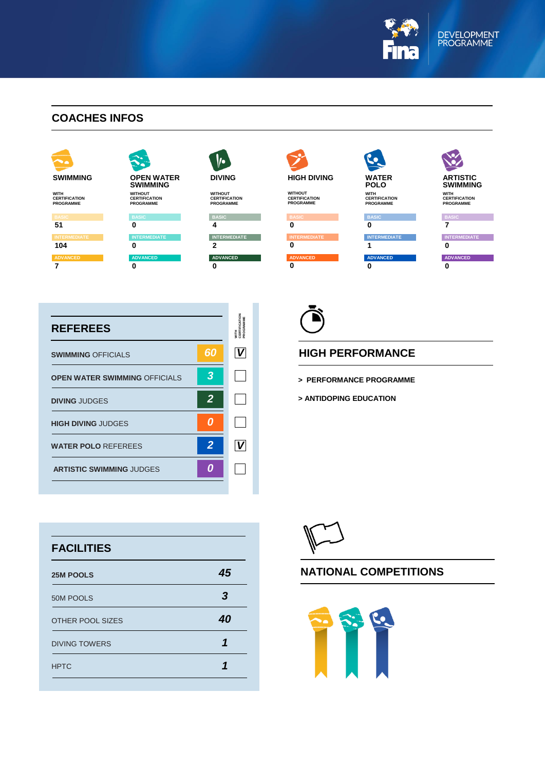DEVELOPMENT PROGRAMME

## COACHES INFOS

| | SWIMMING | OPEN WATER SWIMMING | DIVING | HIGH DIVING | WATER POLO | ARTISTIC SWIMMING |
|---|---|---|---|---|---|---|
| | WITH CERTIFICATION PROGRAMME | WITHOUT CERTIFICATION PROGRAMME | WITHOUT CERTIFICATION PROGRAMME | WITHOUT CERTIFICATION PROGRAMME | WITH CERTIFICATION PROGRAMME | WITH CERTIFICATION PROGRAMME |
| BASIC | 51 | 0 | 4 | 0 | 0 | 7 |
| INTERMEDIATE | 104 | 0 | 2 | 0 | 1 | 0 |
| ADVANCED | 7 | 0 | 0 | 0 | 0 | 0 |

## REFEREES

| | | WITH CERTIFICATION PROGRAMME |
|---|---|---|
| SWIMMING OFFICIALS | 60 | V |
| OPEN WATER SWIMMING OFFICIALS | 3 | |
| DIVING JUDGES | 2 | |
| HIGH DIVING JUDGES | 0 | |
| WATER POLO REFEREES | 2 | V |
| ARTISTIC SWIMMING JUDGES | 0 | |

## HIGH PERFORMANCE

> PERFORMANCE PROGRAMME

> ANTIDOPING EDUCATION

## FACILITIES

| | |
|---|---|
| 25M POOLS | 45 |
| 50M POOLS | 3 |
| OTHER POOL SIZES | 40 |
| DIVING TOWERS | 1 |
| HPTC | 1 |

## NATIONAL COMPETITIONS